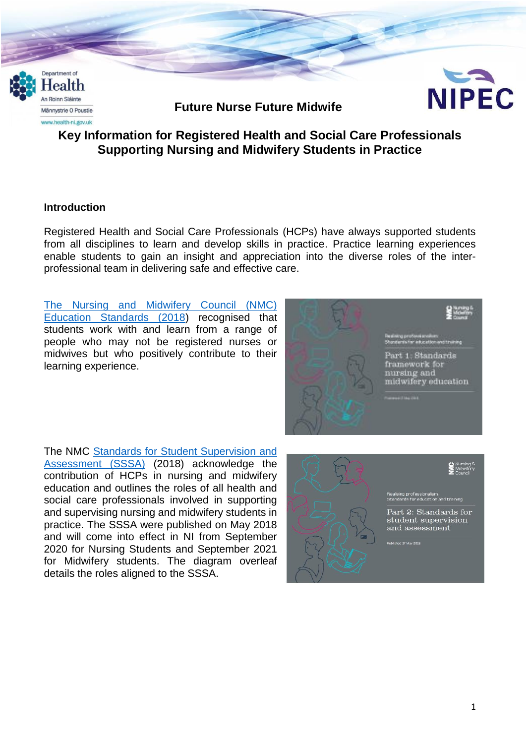Future Nurse Future Midwife

# Key Information for Registered Health and Social Care Professionals Supporting Nursing and Midwifery Students in Practice

## Introduction

Registered Health and Social Care Professionals (HCPs) have always supported students from all disciplines to learn and develop skills in practice. Practice learning experiences enable students to gain an insight and appreciation into the diverse roles of the inter-professional team in delivering safe and effective care.

[The Nursing and Midwifery Council (NMC) Education Standards (2018)] recognised that students work with and learn from a range of people who may not be registered nurses or midwives but who positively contribute to their learning experience.

The NMC [Standards for Student Supervision and Assessment (SSSA)] (2018) acknowledge the contribution of HCPs in nursing and midwifery education and outlines the roles of all health and social care professionals involved in supporting and supervising nursing and midwifery students in practice. The SSSA were published on May 2018 and will come into effect in NI from September 2020 for Nursing Students and September 2021 for Midwifery students. The diagram overleaf details the roles aligned to the SSSA.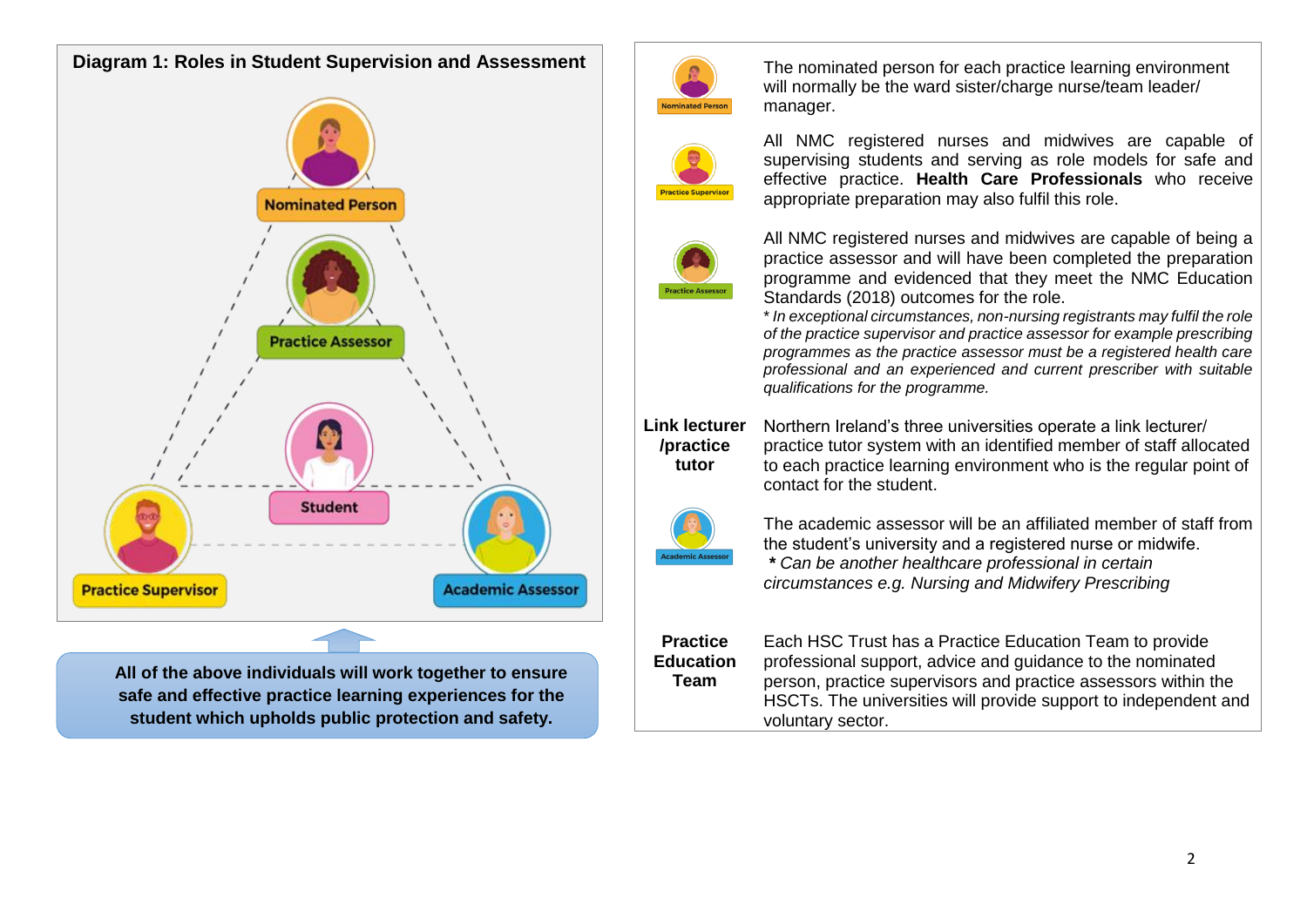## Diagram 1: Roles in Student Supervision and Assessment

Nominated Person

Practice Assessor

Student

Practice Supervisor

Academic Assessor

**All of the above individuals will work together to ensure safe and effective practice learning experiences for the student which upholds public protection and safety.**

| Role | Description |
| --- | --- |
| Nominated Person | The nominated person for each practice learning environment will normally be the ward sister/charge nurse/team leader/ manager. |
| Practice Supervisor | All NMC registered nurses and midwives are capable of supervising students and serving as role models for safe and effective practice. **Health Care Professionals** who receive appropriate preparation may also fulfil this role. |
| Practice Assessor | All NMC registered nurses and midwives are capable of being a practice assessor and will have been completed the preparation programme and evidenced that they meet the NMC Education Standards (2018) outcomes for the role. *\* In exceptional circumstances, non-nursing registrants may fulfil the role of the practice supervisor and practice assessor for example prescribing programmes as the practice assessor must be a registered health care professional and an experienced and current prescriber with suitable qualifications for the programme.* |
| **Link lecturer /practice tutor** | Northern Ireland's three universities operate a link lecturer/ practice tutor system with an identified member of staff allocated to each practice learning environment who is the regular point of contact for the student. |
| Academic Assessor | The academic assessor will be an affiliated member of staff from the student's university and a registered nurse or midwife. ***\*** Can be another healthcare professional in certain circumstances e.g. Nursing and Midwifery Prescribing* |
| **Practice Education Team** | Each HSC Trust has a Practice Education Team to provide professional support, advice and guidance to the nominated person, practice supervisors and practice assessors within the HSCTs. The universities will provide support to independent and voluntary sector. |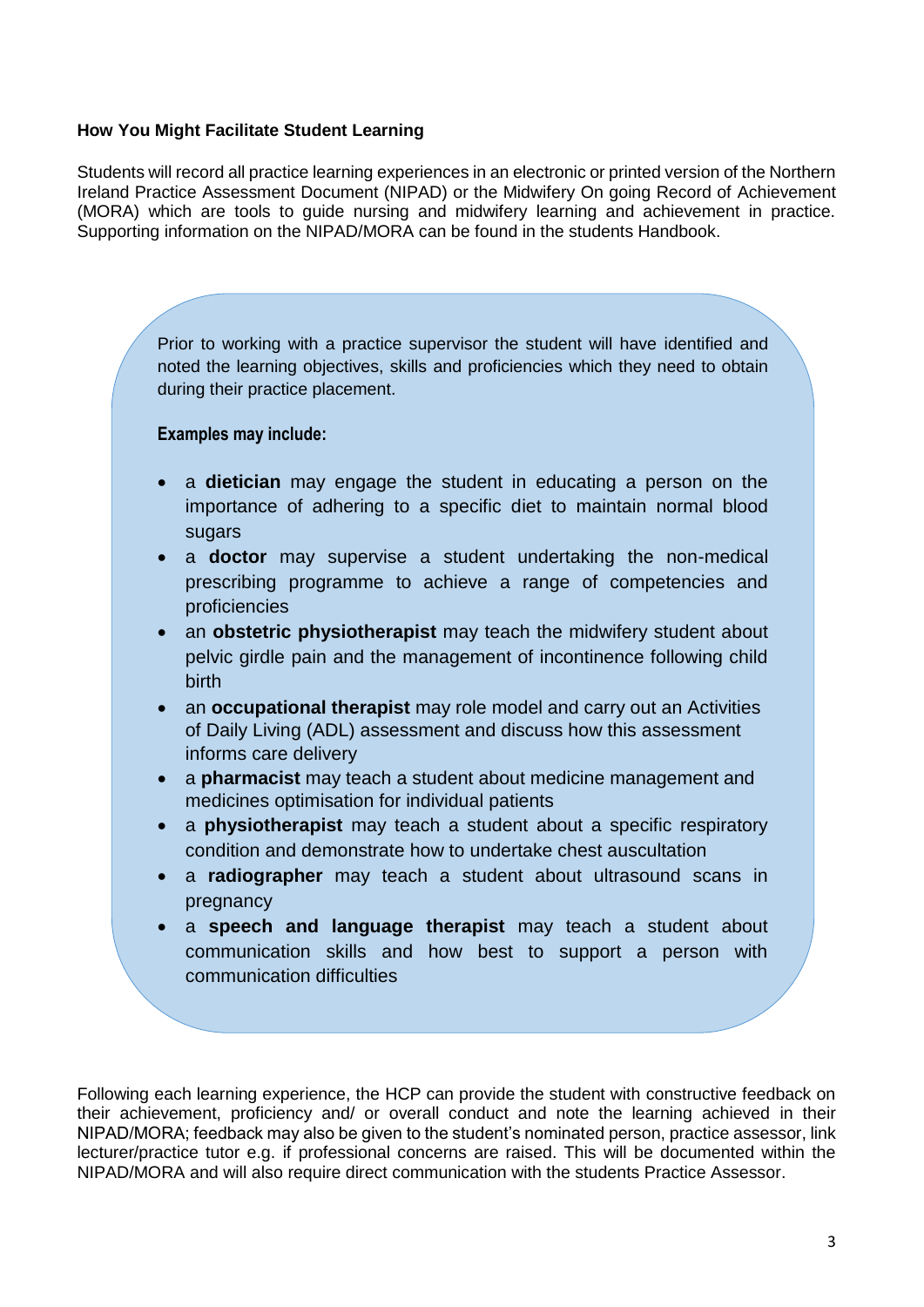**How You Might Facilitate Student Learning**

Students will record all practice learning experiences in an electronic or printed version of the Northern Ireland Practice Assessment Document (NIPAD) or the Midwifery On going Record of Achievement (MORA) which are tools to guide nursing and midwifery learning and achievement in practice. Supporting information on the NIPAD/MORA can be found in the students Handbook.

Prior to working with a practice supervisor the student will have identified and noted the learning objectives, skills and proficiencies which they need to obtain during their practice placement.

**Examples may include:**

- a **dietician** may engage the student in educating a person on the importance of adhering to a specific diet to maintain normal blood sugars
- a **doctor** may supervise a student undertaking the non-medical prescribing programme to achieve a range of competencies and proficiencies
- an **obstetric physiotherapist** may teach the midwifery student about pelvic girdle pain and the management of incontinence following child birth
- an **occupational therapist** may role model and carry out an Activities of Daily Living (ADL) assessment and discuss how this assessment informs care delivery
- a **pharmacist** may teach a student about medicine management and medicines optimisation for individual patients
- a **physiotherapist** may teach a student about a specific respiratory condition and demonstrate how to undertake chest auscultation
- a **radiographer** may teach a student about ultrasound scans in pregnancy
- a **speech and language therapist** may teach a student about communication skills and how best to support a person with communication difficulties

Following each learning experience, the HCP can provide the student with constructive feedback on their achievement, proficiency and/ or overall conduct and note the learning achieved in their NIPAD/MORA; feedback may also be given to the student's nominated person, practice assessor, link lecturer/practice tutor e.g. if professional concerns are raised. This will be documented within the NIPAD/MORA and will also require direct communication with the students Practice Assessor.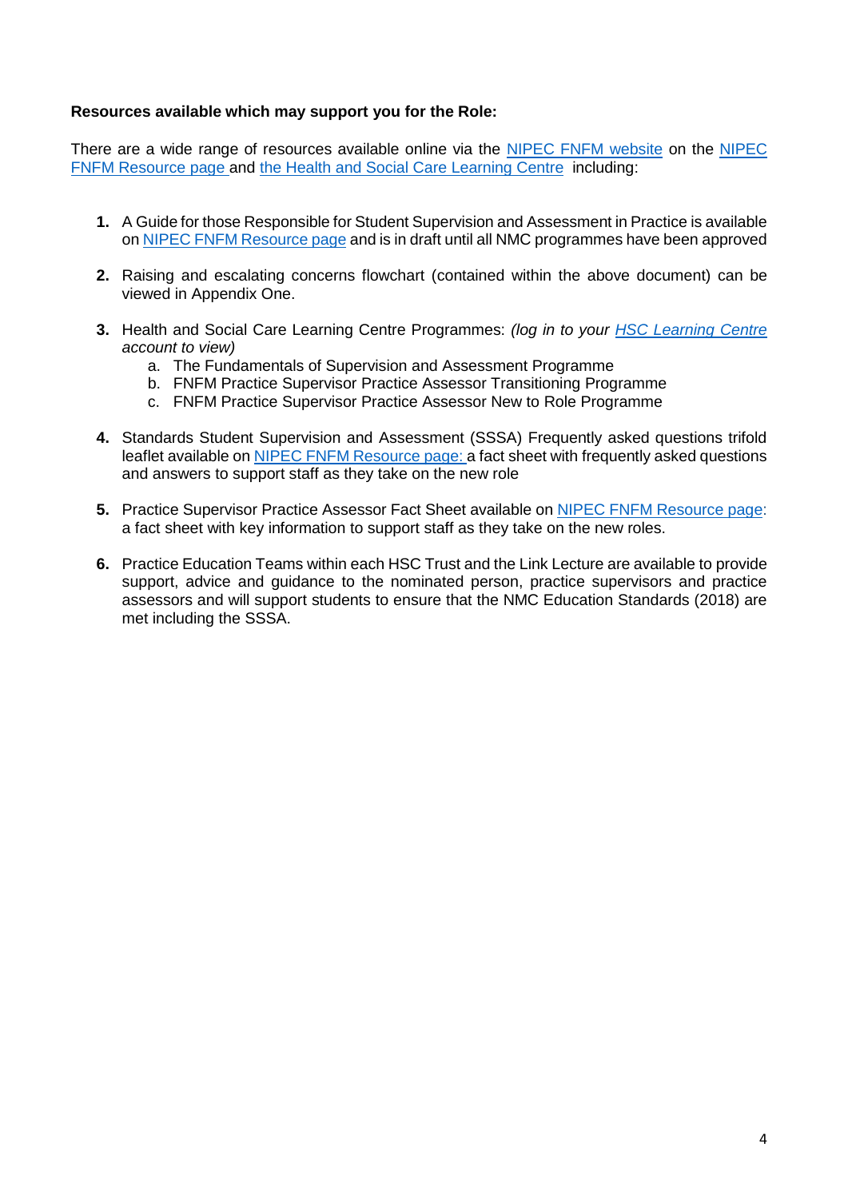**Resources available which may support you for the Role:**

There are a wide range of resources available online via the NIPEC FNFM website on the NIPEC FNFM Resource page and the Health and Social Care Learning Centre including:

1. A Guide for those Responsible for Student Supervision and Assessment in Practice is available on NIPEC FNFM Resource page and is in draft until all NMC programmes have been approved

2. Raising and escalating concerns flowchart (contained within the above document) can be viewed in Appendix One.

3. Health and Social Care Learning Centre Programmes: *(log in to your HSC Learning Centre account to view)*
   a. The Fundamentals of Supervision and Assessment Programme
   b. FNFM Practice Supervisor Practice Assessor Transitioning Programme
   c. FNFM Practice Supervisor Practice Assessor New to Role Programme

4. Standards Student Supervision and Assessment (SSSA) Frequently asked questions trifold leaflet available on NIPEC FNFM Resource page: a fact sheet with frequently asked questions and answers to support staff as they take on the new role

5. Practice Supervisor Practice Assessor Fact Sheet available on NIPEC FNFM Resource page: a fact sheet with key information to support staff as they take on the new roles.

6. Practice Education Teams within each HSC Trust and the Link Lecture are available to provide support, advice and guidance to the nominated person, practice supervisors and practice assessors and will support students to ensure that the NMC Education Standards (2018) are met including the SSSA.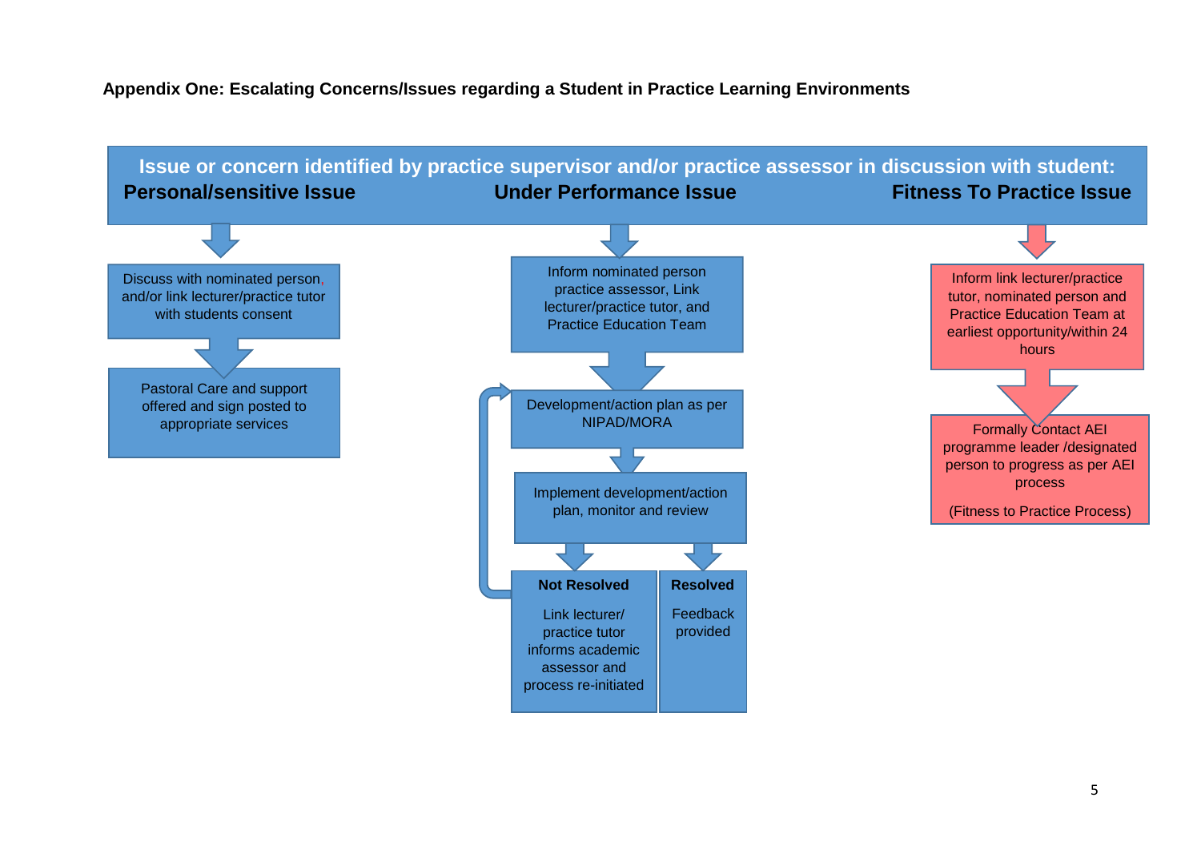**Appendix One: Escalating Concerns/Issues regarding a Student in Practice Learning Environments**

**Issue or concern identified by practice supervisor and/or practice assessor in discussion with student:**

**Personal/sensitive Issue**

Discuss with nominated person, and/or link lecturer/practice tutor with students consent

Pastoral Care and support offered and sign posted to appropriate services

**Under Performance Issue**

Inform nominated person practice assessor, Link lecturer/practice tutor, and Practice Education Team

Development/action plan as per NIPAD/MORA

Implement development/action plan, monitor and review

**Not Resolved**

Link lecturer/ practice tutor informs academic assessor and process re-initiated

**Resolved**

Feedback provided

**Fitness To Practice Issue**

Inform link lecturer/practice tutor, nominated person and Practice Education Team at earliest opportunity/within 24 hours

Formally Contact AEI programme leader /designated person to progress as per AEI process

(Fitness to Practice Process)